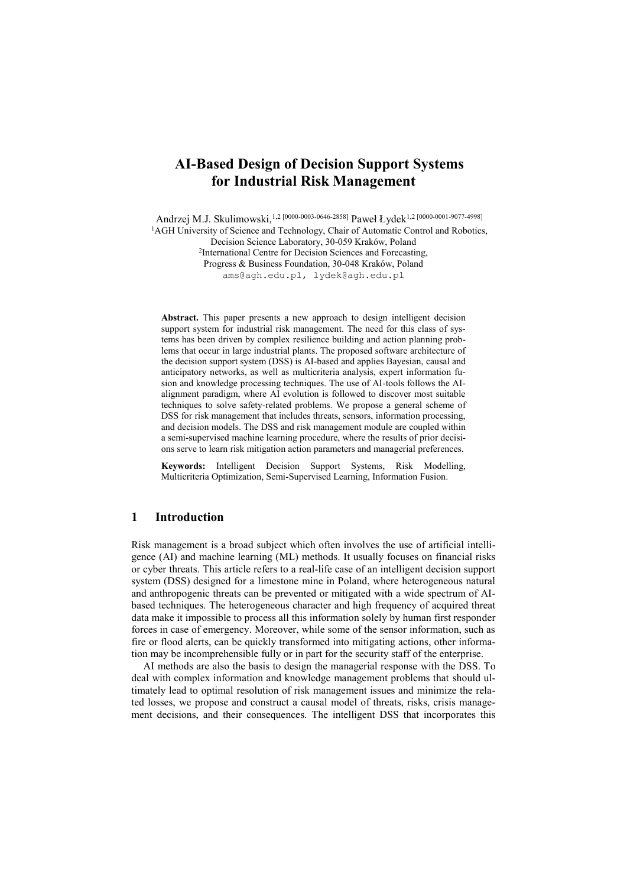# AI-Based Design of Decision Support Systems for Industrial Risk Management

Andrzej M.J. Skulimowski,[1,2 [0000-0003-0646-2858]] Paweł Łydek[1,2 [0000-0001-9077-4998]]

[1]AGH University of Science and Technology, Chair of Automatic Control and Robotics, Decision Science Laboratory, 30-059 Kraków, Poland

[2]International Centre for Decision Sciences and Forecasting, Progress & Business Foundation, 30-048 Kraków, Poland

ams@agh.edu.pl, lydek@agh.edu.pl

**Abstract.** This paper presents a new approach to design intelligent decision support system for industrial risk management. The need for this class of systems has been driven by complex resilience building and action planning problems that occur in large industrial plants. The proposed software architecture of the decision support system (DSS) is AI-based and applies Bayesian, causal and anticipatory networks, as well as multicriteria analysis, expert information fusion and knowledge processing techniques. The use of AI-tools follows the AI-alignment paradigm, where AI evolution is followed to discover most suitable techniques to solve safety-related problems. We propose a general scheme of DSS for risk management that includes threats, sensors, information processing, and decision models. The DSS and risk management module are coupled within a semi-supervised machine learning procedure, where the results of prior decisions serve to learn risk mitigation action parameters and managerial preferences.

**Keywords:** Intelligent Decision Support Systems, Risk Modelling, Multicriteria Optimization, Semi-Supervised Learning, Information Fusion.

## 1 Introduction

Risk management is a broad subject which often involves the use of artificial intelligence (AI) and machine learning (ML) methods. It usually focuses on financial risks or cyber threats. This article refers to a real-life case of an intelligent decision support system (DSS) designed for a limestone mine in Poland, where heterogeneous natural and anthropogenic threats can be prevented or mitigated with a wide spectrum of AI-based techniques. The heterogeneous character and high frequency of acquired threat data make it impossible to process all this information solely by human first responder forces in case of emergency. Moreover, while some of the sensor information, such as fire or flood alerts, can be quickly transformed into mitigating actions, other information may be incomprehensible fully or in part for the security staff of the enterprise.

AI methods are also the basis to design the managerial response with the DSS. To deal with complex information and knowledge management problems that should ultimately lead to optimal resolution of risk management issues and minimize the related losses, we propose and construct a causal model of threats, risks, crisis management decisions, and their consequences. The intelligent DSS that incorporates this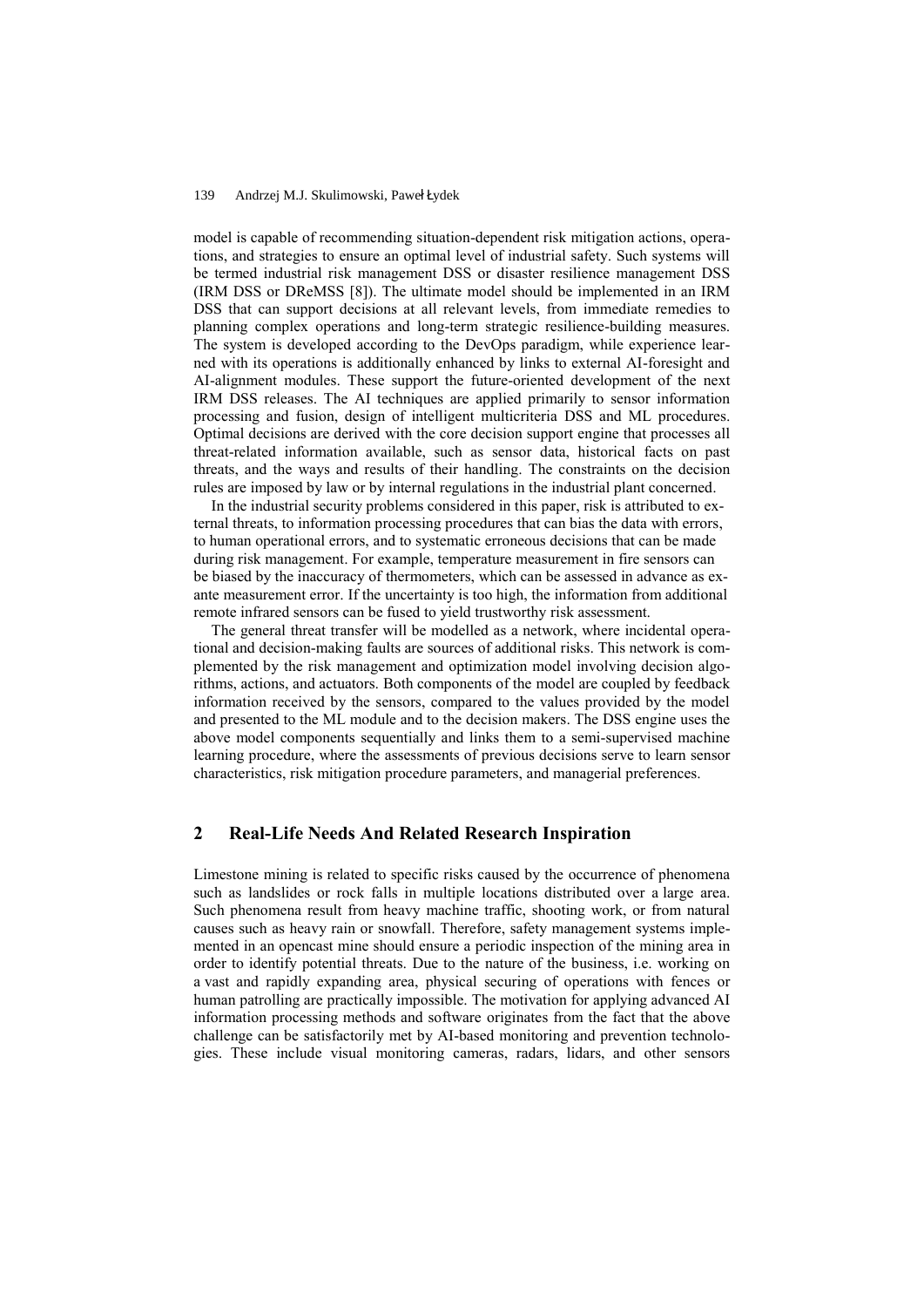model is capable of recommending situation-dependent risk mitigation actions, operations, and strategies to ensure an optimal level of industrial safety. Such systems will be termed industrial risk management DSS or disaster resilience management DSS (IRM DSS or DReMSS [8]). The ultimate model should be implemented in an IRM DSS that can support decisions at all relevant levels, from immediate remedies to planning complex operations and long-term strategic resilience-building measures. The system is developed according to the DevOps paradigm, while experience learned with its operations is additionally enhanced by links to external AI-foresight and AI-alignment modules. These support the future-oriented development of the next IRM DSS releases. The AI techniques are applied primarily to sensor information processing and fusion, design of intelligent multicriteria DSS and ML procedures. Optimal decisions are derived with the core decision support engine that processes all threat-related information available, such as sensor data, historical facts on past threats, and the ways and results of their handling. The constraints on the decision rules are imposed by law or by internal regulations in the industrial plant concerned.

In the industrial security problems considered in this paper, risk is attributed to external threats, to information processing procedures that can bias the data with errors, to human operational errors, and to systematic erroneous decisions that can be made during risk management. For example, temperature measurement in fire sensors can be biased by the inaccuracy of thermometers, which can be assessed in advance as ex-ante measurement error. If the uncertainty is too high, the information from additional remote infrared sensors can be fused to yield trustworthy risk assessment.

The general threat transfer will be modelled as a network, where incidental operational and decision-making faults are sources of additional risks. This network is complemented by the risk management and optimization model involving decision algorithms, actions, and actuators. Both components of the model are coupled by feedback information received by the sensors, compared to the values provided by the model and presented to the ML module and to the decision makers. The DSS engine uses the above model components sequentially and links them to a semi-supervised machine learning procedure, where the assessments of previous decisions serve to learn sensor characteristics, risk mitigation procedure parameters, and managerial preferences.

## 2 Real-Life Needs And Related Research Inspiration

Limestone mining is related to specific risks caused by the occurrence of phenomena such as landslides or rock falls in multiple locations distributed over a large area. Such phenomena result from heavy machine traffic, shooting work, or from natural causes such as heavy rain or snowfall. Therefore, safety management systems implemented in an opencast mine should ensure a periodic inspection of the mining area in order to identify potential threats. Due to the nature of the business, i.e. working on a vast and rapidly expanding area, physical securing of operations with fences or human patrolling are practically impossible. The motivation for applying advanced AI information processing methods and software originates from the fact that the above challenge can be satisfactorily met by AI-based monitoring and prevention technologies. These include visual monitoring cameras, radars, lidars, and other sensors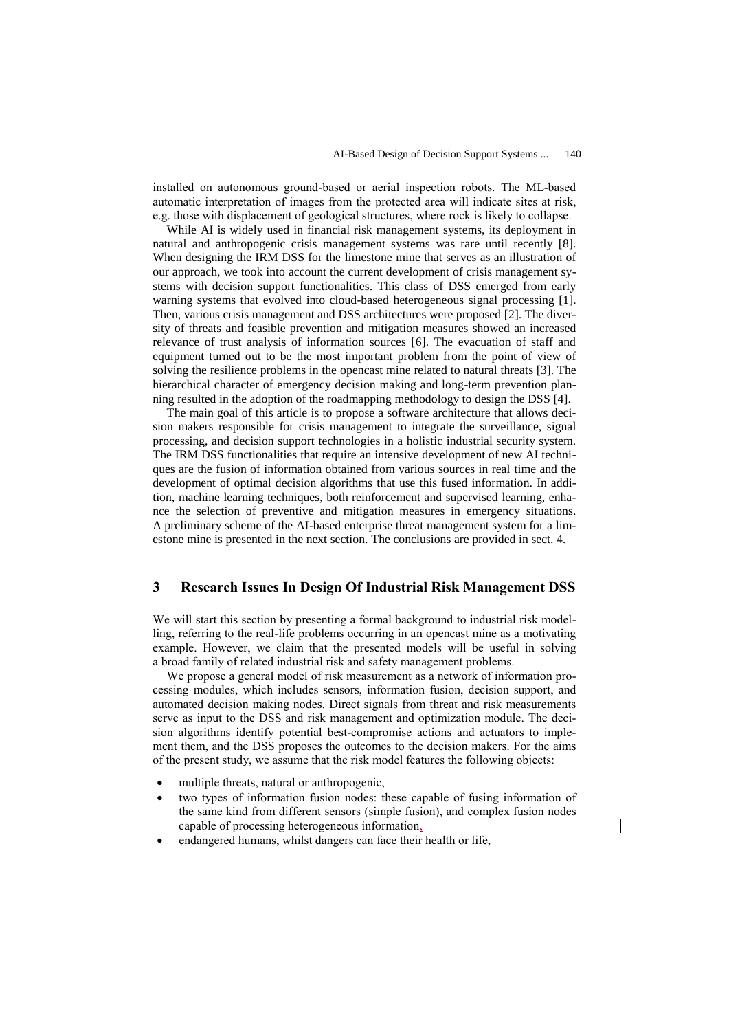installed on autonomous ground-based or aerial inspection robots. The ML-based automatic interpretation of images from the protected area will indicate sites at risk, e.g. those with displacement of geological structures, where rock is likely to collapse.

While AI is widely used in financial risk management systems, its deployment in natural and anthropogenic crisis management systems was rare until recently [8]. When designing the IRM DSS for the limestone mine that serves as an illustration of our approach, we took into account the current development of crisis management systems with decision support functionalities. This class of DSS emerged from early warning systems that evolved into cloud-based heterogeneous signal processing [1]. Then, various crisis management and DSS architectures were proposed [2]. The diversity of threats and feasible prevention and mitigation measures showed an increased relevance of trust analysis of information sources [6]. The evacuation of staff and equipment turned out to be the most important problem from the point of view of solving the resilience problems in the opencast mine related to natural threats [3]. The hierarchical character of emergency decision making and long-term prevention planning resulted in the adoption of the roadmapping methodology to design the DSS [4].

The main goal of this article is to propose a software architecture that allows decision makers responsible for crisis management to integrate the surveillance, signal processing, and decision support technologies in a holistic industrial security system. The IRM DSS functionalities that require an intensive development of new AI techniques are the fusion of information obtained from various sources in real time and the development of optimal decision algorithms that use this fused information. In addition, machine learning techniques, both reinforcement and supervised learning, enhance the selection of preventive and mitigation measures in emergency situations. A preliminary scheme of the AI-based enterprise threat management system for a limestone mine is presented in the next section. The conclusions are provided in sect. 4.

## 3 Research Issues In Design Of Industrial Risk Management DSS

We will start this section by presenting a formal background to industrial risk modelling, referring to the real-life problems occurring in an opencast mine as a motivating example. However, we claim that the presented models will be useful in solving a broad family of related industrial risk and safety management problems.

We propose a general model of risk measurement as a network of information processing modules, which includes sensors, information fusion, decision support, and automated decision making nodes. Direct signals from threat and risk measurements serve as input to the DSS and risk management and optimization module. The decision algorithms identify potential best-compromise actions and actuators to implement them, and the DSS proposes the outcomes to the decision makers. For the aims of the present study, we assume that the risk model features the following objects:

- multiple threats, natural or anthropogenic,
- two types of information fusion nodes: these capable of fusing information of the same kind from different sensors (simple fusion), and complex fusion nodes capable of processing heterogeneous information,
- endangered humans, whilst dangers can face their health or life,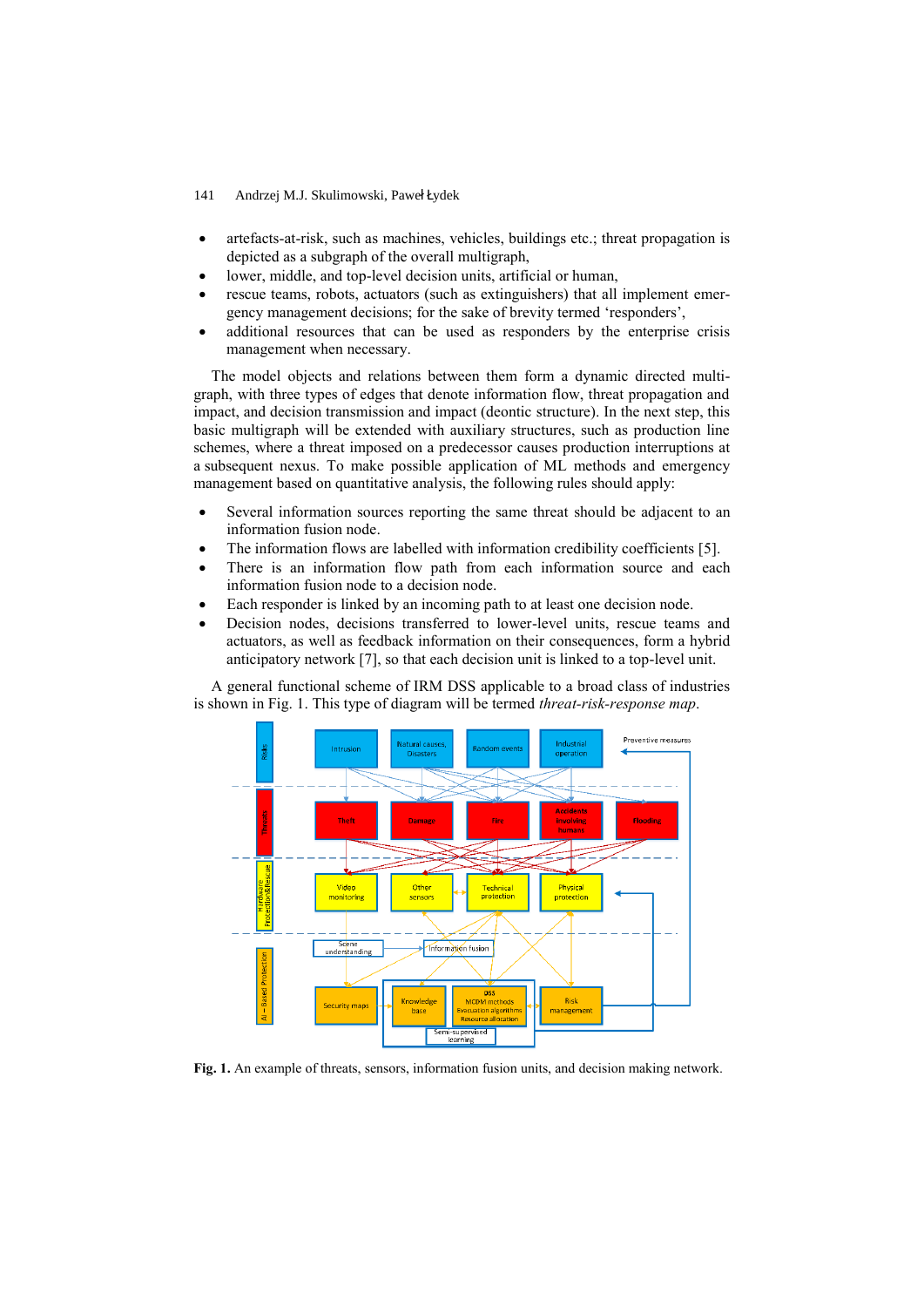- artefacts-at-risk, such as machines, vehicles, buildings etc.; threat propagation is depicted as a subgraph of the overall multigraph,
- lower, middle, and top-level decision units, artificial or human,
- rescue teams, robots, actuators (such as extinguishers) that all implement emergency management decisions; for the sake of brevity termed 'responders',
- additional resources that can be used as responders by the enterprise crisis management when necessary.

The model objects and relations between them form a dynamic directed multigraph, with three types of edges that denote information flow, threat propagation and impact, and decision transmission and impact (deontic structure). In the next step, this basic multigraph will be extended with auxiliary structures, such as production line schemes, where a threat imposed on a predecessor causes production interruptions at a subsequent nexus. To make possible application of ML methods and emergency management based on quantitative analysis, the following rules should apply:

- Several information sources reporting the same threat should be adjacent to an information fusion node.
- The information flows are labelled with information credibility coefficients [5].
- There is an information flow path from each information source and each information fusion node to a decision node.
- Each responder is linked by an incoming path to at least one decision node.
- Decision nodes, decisions transferred to lower-level units, rescue teams and actuators, as well as feedback information on their consequences, form a hybrid anticipatory network [7], so that each decision unit is linked to a top-level unit.

A general functional scheme of IRM DSS applicable to a broad class of industries is shown in Fig. 1. This type of diagram will be termed *threat-risk-response map*.

**Fig. 1.** An example of threats, sensors, information fusion units, and decision making network.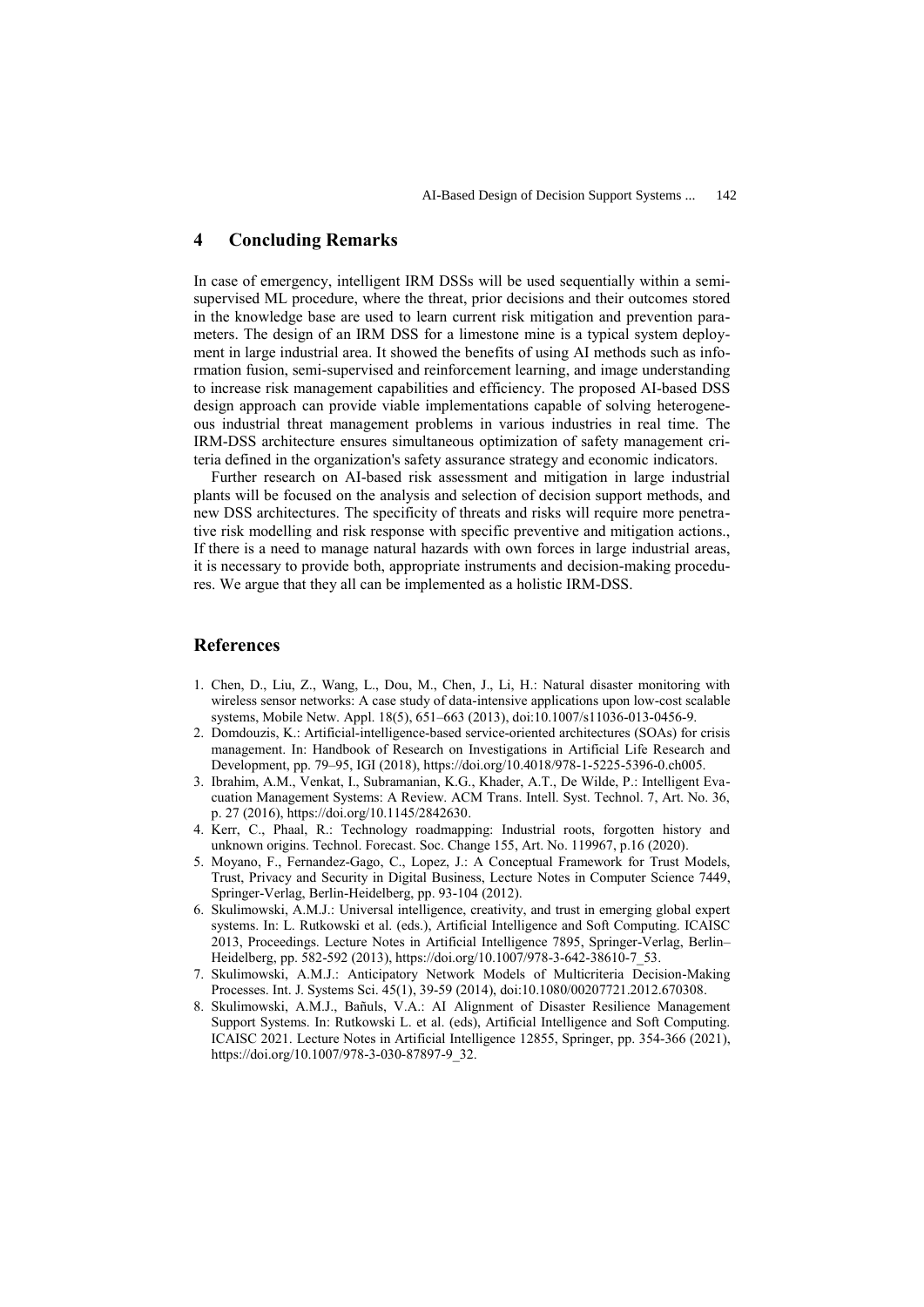## 4 Concluding Remarks

In case of emergency, intelligent IRM DSSs will be used sequentially within a semi-supervised ML procedure, where the threat, prior decisions and their outcomes stored in the knowledge base are used to learn current risk mitigation and prevention parameters. The design of an IRM DSS for a limestone mine is a typical system deployment in large industrial area. It showed the benefits of using AI methods such as information fusion, semi-supervised and reinforcement learning, and image understanding to increase risk management capabilities and efficiency. The proposed AI-based DSS design approach can provide viable implementations capable of solving heterogeneous industrial threat management problems in various industries in real time. The IRM-DSS architecture ensures simultaneous optimization of safety management criteria defined in the organization's safety assurance strategy and economic indicators.

Further research on AI-based risk assessment and mitigation in large industrial plants will be focused on the analysis and selection of decision support methods, and new DSS architectures. The specificity of threats and risks will require more penetrative risk modelling and risk response with specific preventive and mitigation actions., If there is a need to manage natural hazards with own forces in large industrial areas, it is necessary to provide both, appropriate instruments and decision-making procedures. We argue that they all can be implemented as a holistic IRM-DSS.

## References

1. Chen, D., Liu, Z., Wang, L., Dou, M., Chen, J., Li, H.: Natural disaster monitoring with wireless sensor networks: A case study of data-intensive applications upon low-cost scalable systems, Mobile Netw. Appl. 18(5), 651–663 (2013), doi:10.1007/s11036-013-0456-9.
2. Domdouzis, K.: Artificial-intelligence-based service-oriented architectures (SOAs) for crisis management. In: Handbook of Research on Investigations in Artificial Life Research and Development, pp. 79–95, IGI (2018), https://doi.org/10.4018/978-1-5225-5396-0.ch005.
3. Ibrahim, A.M., Venkat, I., Subramanian, K.G., Khader, A.T., De Wilde, P.: Intelligent Evacuation Management Systems: A Review. ACM Trans. Intell. Syst. Technol. 7, Art. No. 36, p. 27 (2016), https://doi.org/10.1145/2842630.
4. Kerr, C., Phaal, R.: Technology roadmapping: Industrial roots, forgotten history and unknown origins. Technol. Forecast. Soc. Change 155, Art. No. 119967, p.16 (2020).
5. Moyano, F., Fernandez-Gago, C., Lopez, J.: A Conceptual Framework for Trust Models, Trust, Privacy and Security in Digital Business, Lecture Notes in Computer Science 7449, Springer-Verlag, Berlin-Heidelberg, pp. 93-104 (2012).
6. Skulimowski, A.M.J.: Universal intelligence, creativity, and trust in emerging global expert systems. In: L. Rutkowski et al. (eds.), Artificial Intelligence and Soft Computing. ICAISC 2013, Proceedings. Lecture Notes in Artificial Intelligence 7895, Springer-Verlag, Berlin–Heidelberg, pp. 582-592 (2013), https://doi.org/10.1007/978-3-642-38610-7_53.
7. Skulimowski, A.M.J.: Anticipatory Network Models of Multicriteria Decision-Making Processes. Int. J. Systems Sci. 45(1), 39-59 (2014), doi:10.1080/00207721.2012.670308.
8. Skulimowski, A.M.J., Bañuls, V.A.: AI Alignment of Disaster Resilience Management Support Systems. In: Rutkowski L. et al. (eds), Artificial Intelligence and Soft Computing. ICAISC 2021. Lecture Notes in Artificial Intelligence 12855, Springer, pp. 354-366 (2021), https://doi.org/10.1007/978-3-030-87897-9_32.